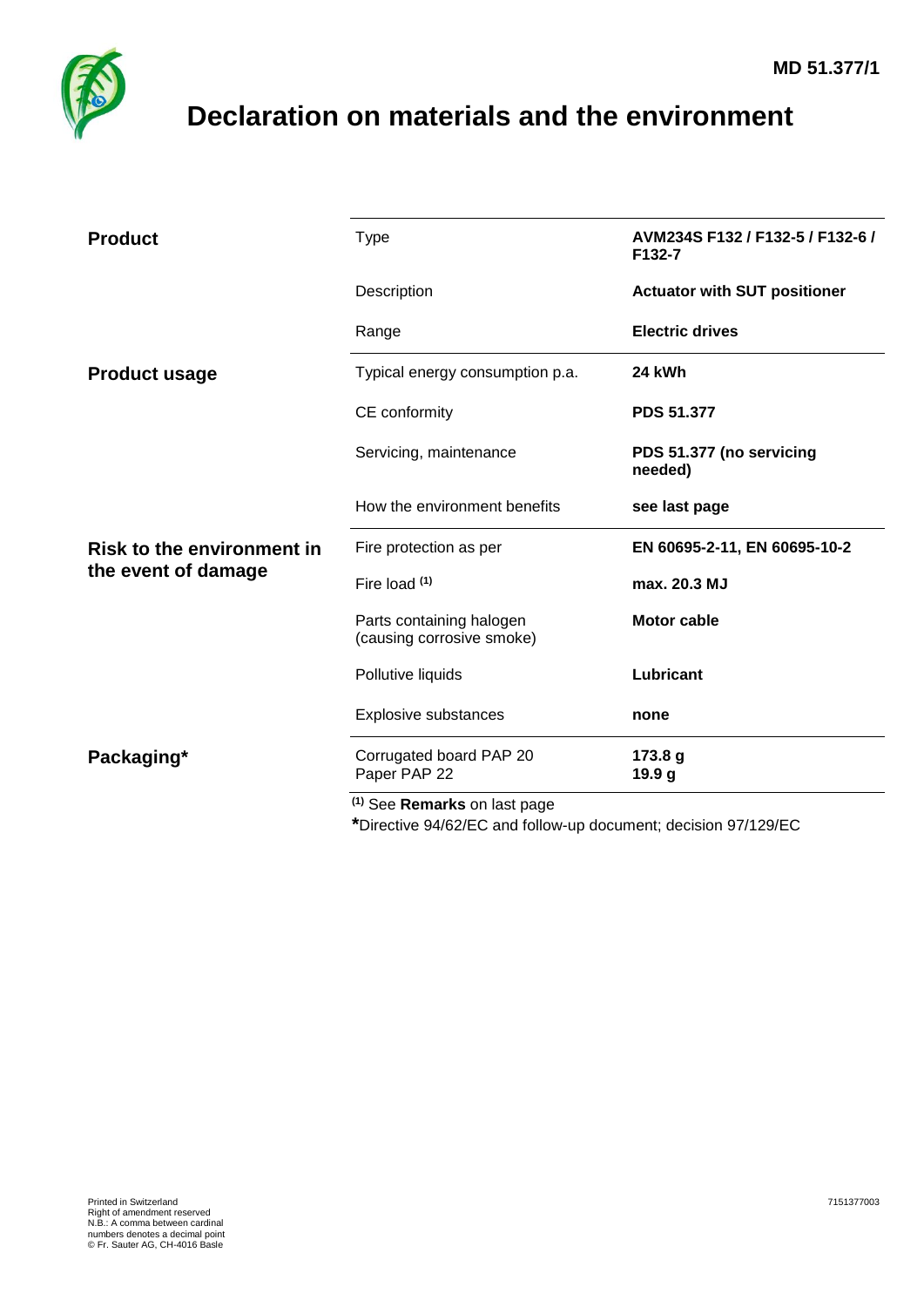MD 51.377/1

# Declaration on materials and the environment

| | | |
|---|---|---|
| **Product** | Type | **AVM234S F132 / F132-5 / F132-6 / F132-7** |
| | Description | **Actuator with SUT positioner** |
| | Range | **Electric drives** |
| **Product usage** | Typical energy consumption p.a. | **24 kWh** |
| | CE conformity | **PDS 51.377** |
| | Servicing, maintenance | **PDS 51.377 (no servicing needed)** |
| | How the environment benefits | **see last page** |
| **Risk to the environment in the event of damage** | Fire protection as per | **EN 60695-2-11, EN 60695-10-2** |
| | Fire load [(1)] | **max. 20.3 MJ** |
| | Parts containing halogen (causing corrosive smoke) | **Motor cable** |
| | Pollutive liquids | **Lubricant** |
| | Explosive substances | **none** |
| **Packaging*** | Corrugated board PAP 20<br>Paper PAP 22 | **173.8 g**<br>**19.9 g** |

[(1)] See **Remarks** on last page

***Directive 94/62/EC and follow-up document; decision 97/129/EC

Printed in Switzerland
Right of amendment reserved
N.B.: A comma between cardinal numbers denotes a decimal point
© Fr. Sauter AG, CH-4016 Basle

7151377003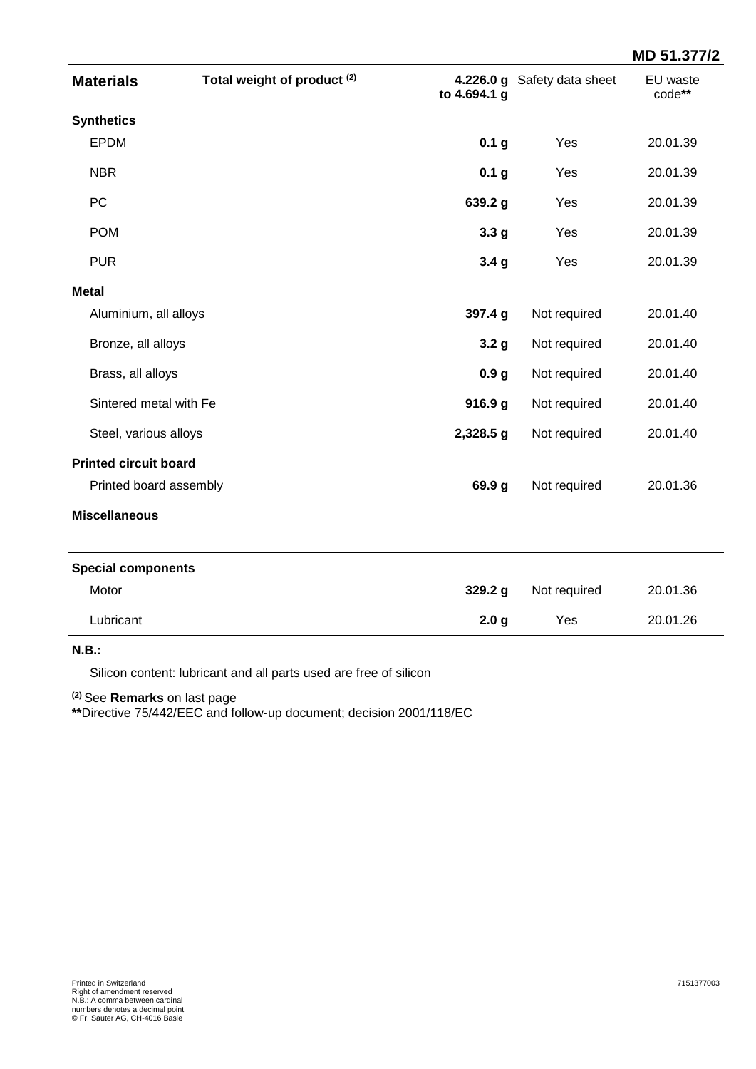MD 51.377/2

| Materials | Total weight of product [2] | 4.226.0 g to 4.694.1 g | Safety data sheet | EU waste code** |
|---|---|---|---|---|
| **Synthetics** | | | | |
| EPDM | | **0.1 g** | Yes | 20.01.39 |
| NBR | | **0.1 g** | Yes | 20.01.39 |
| PC | | **639.2 g** | Yes | 20.01.39 |
| POM | | **3.3 g** | Yes | 20.01.39 |
| PUR | | **3.4 g** | Yes | 20.01.39 |
| **Metal** | | | | |
| Aluminium, all alloys | | **397.4 g** | Not required | 20.01.40 |
| Bronze, all alloys | | **3.2 g** | Not required | 20.01.40 |
| Brass, all alloys | | **0.9 g** | Not required | 20.01.40 |
| Sintered metal with Fe | | **916.9 g** | Not required | 20.01.40 |
| Steel, various alloys | | **2,328.5 g** | Not required | 20.01.40 |
| **Printed circuit board** | | | | |
| Printed board assembly | | **69.9 g** | Not required | 20.01.36 |
| **Miscellaneous** | | | | |
| **Special components** | | | | |
| Motor | | **329.2 g** | Not required | 20.01.36 |
| Lubricant | | **2.0 g** | Yes | 20.01.26 |

**N.B.:**

Silicon content: lubricant and all parts used are free of silicon

[2] See **Remarks** on last page

**Directive 75/442/EEC and follow-up document; decision 2001/118/EC

Printed in Switzerland
Right of amendment reserved
N.B.: A comma between cardinal numbers denotes a decimal point
© Fr. Sauter AG, CH-4016 Basle

7151377003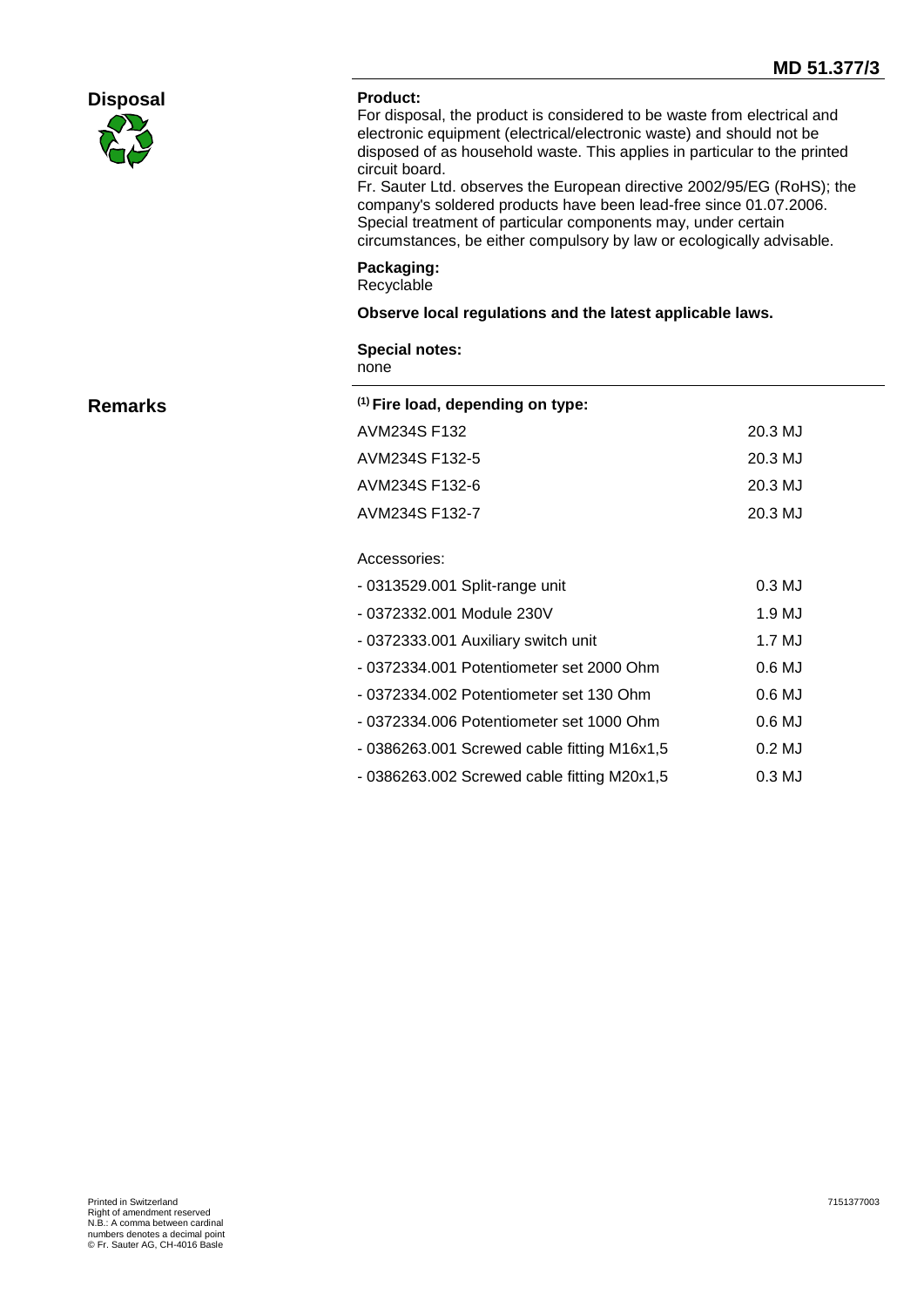## Disposal

**Product:**
For disposal, the product is considered to be waste from electrical and electronic equipment (electrical/electronic waste) and should not be disposed of as household waste. This applies in particular to the printed circuit board.
Fr. Sauter Ltd. observes the European directive 2002/95/EG (RoHS); the company's soldered products have been lead-free since 01.07.2006. Special treatment of particular components may, under certain circumstances, be either compulsory by law or ecologically advisable.

**Packaging:**
Recyclable

**Observe local regulations and the latest applicable laws.**

**Special notes:**
none

## Remarks

**(1) Fire load, depending on type:**

| | |
|---|---|
| AVM234S F132 | 20.3 MJ |
| AVM234S F132-5 | 20.3 MJ |
| AVM234S F132-6 | 20.3 MJ |
| AVM234S F132-7 | 20.3 MJ |

Accessories:

| | |
|---|---|
| - 0313529.001 Split-range unit | 0.3 MJ |
| - 0372332.001 Module 230V | 1.9 MJ |
| - 0372333.001 Auxiliary switch unit | 1.7 MJ |
| - 0372334.001 Potentiometer set 2000 Ohm | 0.6 MJ |
| - 0372334.002 Potentiometer set 130 Ohm | 0.6 MJ |
| - 0372334.006 Potentiometer set 1000 Ohm | 0.6 MJ |
| - 0386263.001 Screwed cable fitting M16x1,5 | 0.2 MJ |
| - 0386263.002 Screwed cable fitting M20x1,5 | 0.3 MJ |

Printed in Switzerland
Right of amendment reserved
N.B.: A comma between cardinal numbers denotes a decimal point
© Fr. Sauter AG, CH-4016 Basle

7151377003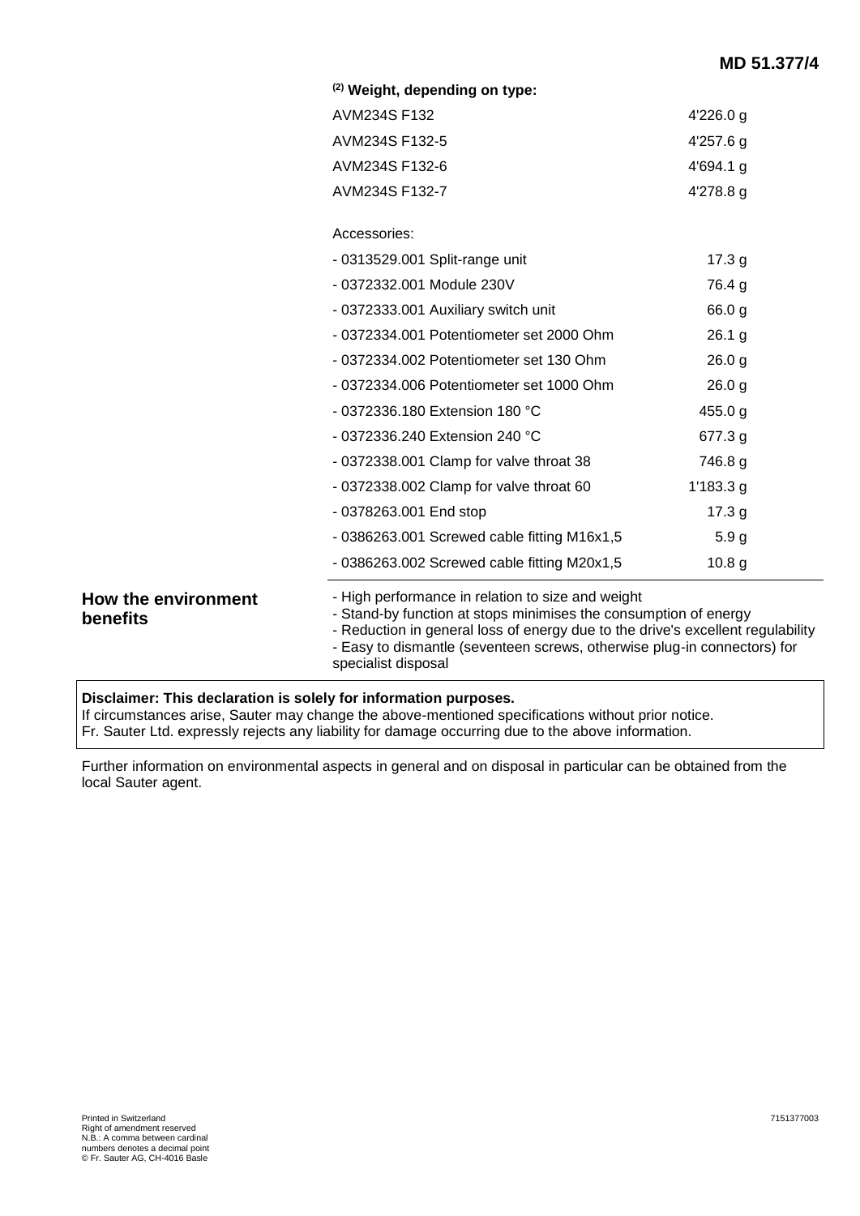**(2) Weight, depending on type:**

| | |
|---|---|
| AVM234S F132 | 4'226.0 g |
| AVM234S F132-5 | 4'257.6 g |
| AVM234S F132-6 | 4'694.1 g |
| AVM234S F132-7 | 4'278.8 g |

Accessories:

| | |
|---|---|
| - 0313529.001 Split-range unit | 17.3 g |
| - 0372332.001 Module 230V | 76.4 g |
| - 0372333.001 Auxiliary switch unit | 66.0 g |
| - 0372334.001 Potentiometer set 2000 Ohm | 26.1 g |
| - 0372334.002 Potentiometer set 130 Ohm | 26.0 g |
| - 0372334.006 Potentiometer set 1000 Ohm | 26.0 g |
| - 0372336.180 Extension 180 °C | 455.0 g |
| - 0372336.240 Extension 240 °C | 677.3 g |
| - 0372338.001 Clamp for valve throat 38 | 746.8 g |
| - 0372338.002 Clamp for valve throat 60 | 1'183.3 g |
| - 0378263.001 End stop | 17.3 g |
| - 0386263.001 Screwed cable fitting M16x1,5 | 5.9 g |
| - 0386263.002 Screwed cable fitting M20x1,5 | 10.8 g |

## How the environment benefits

- High performance in relation to size and weight
- Stand-by function at stops minimises the consumption of energy
- Reduction in general loss of energy due to the drive's excellent regulability
- Easy to dismantle (seventeen screws, otherwise plug-in connectors) for specialist disposal

**Disclaimer: This declaration is solely for information purposes.**
If circumstances arise, Sauter may change the above-mentioned specifications without prior notice.
Fr. Sauter Ltd. expressly rejects any liability for damage occurring due to the above information.

Further information on environmental aspects in general and on disposal in particular can be obtained from the local Sauter agent.

Printed in Switzerland
Right of amendment reserved
N.B.: A comma between cardinal numbers denotes a decimal point
© Fr. Sauter AG, CH-4016 Basle

7151377003